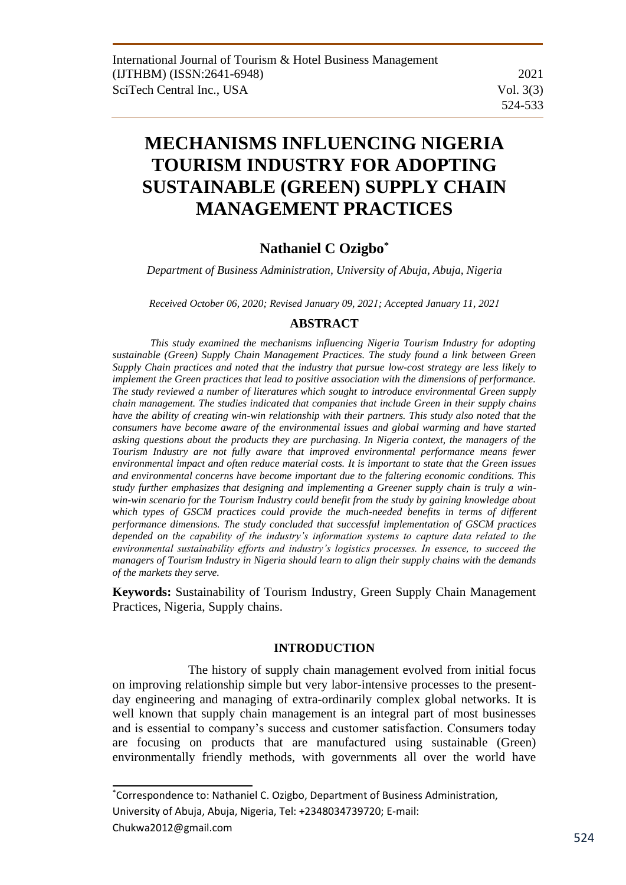# MECHANISMS INFLUENCING NIGERIA TOURISM INDUSTRY FOR ADOPTING SUSTAINABLE (GREEN) SUPPLY CHAIN MANAGEMENT PRACTICES

**Nathaniel C Ozigbo[*]**

*Department of Business Administration, University of Abuja, Abuja, Nigeria*

*Received October 06, 2020; Revised January 09, 2021; Accepted January 11, 2021*

## ABSTRACT

*This study examined the mechanisms influencing Nigeria Tourism Industry for adopting sustainable (Green) Supply Chain Management Practices. The study found a link between Green Supply Chain practices and noted that the industry that pursue low-cost strategy are less likely to implement the Green practices that lead to positive association with the dimensions of performance. The study reviewed a number of literatures which sought to introduce environmental Green supply chain management. The studies indicated that companies that include Green in their supply chains have the ability of creating win-win relationship with their partners. This study also noted that the consumers have become aware of the environmental issues and global warming and have started asking questions about the products they are purchasing. In Nigeria context, the managers of the Tourism Industry are not fully aware that improved environmental performance means fewer environmental impact and often reduce material costs. It is important to state that the Green issues and environmental concerns have become important due to the faltering economic conditions. This study further emphasizes that designing and implementing a Greener supply chain is truly a win-win-win scenario for the Tourism Industry could benefit from the study by gaining knowledge about which types of GSCM practices could provide the much-needed benefits in terms of different performance dimensions. The study concluded that successful implementation of GSCM practices depended on the capability of the industry's information systems to capture data related to the environmental sustainability efforts and industry's logistics processes. In essence, to succeed the managers of Tourism Industry in Nigeria should learn to align their supply chains with the demands of the markets they serve.*

**Keywords:** Sustainability of Tourism Industry, Green Supply Chain Management Practices, Nigeria, Supply chains.

## INTRODUCTION

The history of supply chain management evolved from initial focus on improving relationship simple but very labor-intensive processes to the present-day engineering and managing of extra-ordinarily complex global networks. It is well known that supply chain management is an integral part of most businesses and is essential to company's success and customer satisfaction. Consumers today are focusing on products that are manufactured using sustainable (Green) environmentally friendly methods, with governments all over the world have

[*]Correspondence to: Nathaniel C. Ozigbo, Department of Business Administration, University of Abuja, Abuja, Nigeria, Tel: +2348034739720; E-mail: Chukwa2012@gmail.com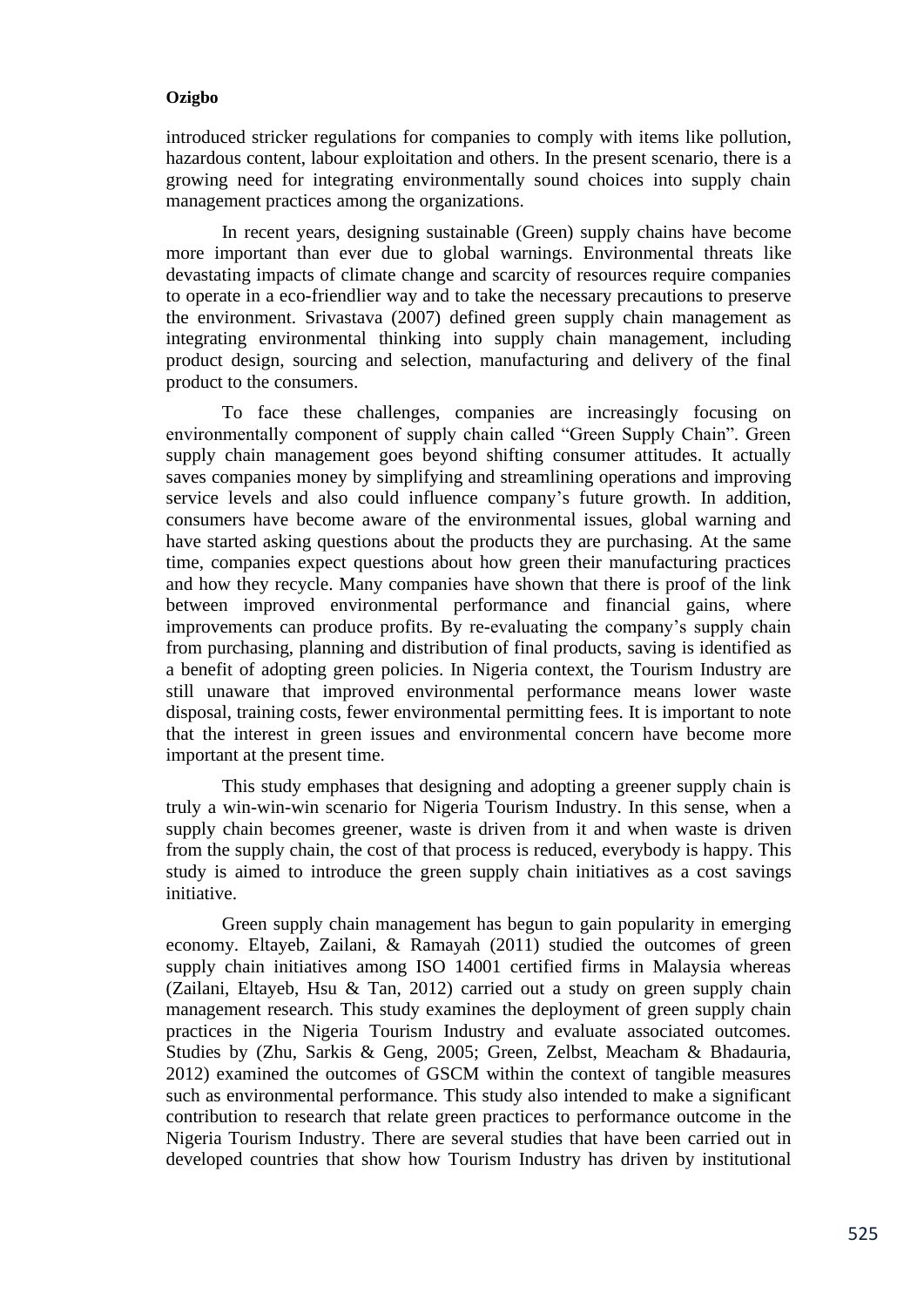introduced stricker regulations for companies to comply with items like pollution, hazardous content, labour exploitation and others. In the present scenario, there is a growing need for integrating environmentally sound choices into supply chain management practices among the organizations.

In recent years, designing sustainable (Green) supply chains have become more important than ever due to global warnings. Environmental threats like devastating impacts of climate change and scarcity of resources require companies to operate in a eco-friendlier way and to take the necessary precautions to preserve the environment. Srivastava (2007) defined green supply chain management as integrating environmental thinking into supply chain management, including product design, sourcing and selection, manufacturing and delivery of the final product to the consumers.

To face these challenges, companies are increasingly focusing on environmentally component of supply chain called "Green Supply Chain". Green supply chain management goes beyond shifting consumer attitudes. It actually saves companies money by simplifying and streamlining operations and improving service levels and also could influence company's future growth. In addition, consumers have become aware of the environmental issues, global warning and have started asking questions about the products they are purchasing. At the same time, companies expect questions about how green their manufacturing practices and how they recycle. Many companies have shown that there is proof of the link between improved environmental performance and financial gains, where improvements can produce profits. By re-evaluating the company's supply chain from purchasing, planning and distribution of final products, saving is identified as a benefit of adopting green policies. In Nigeria context, the Tourism Industry are still unaware that improved environmental performance means lower waste disposal, training costs, fewer environmental permitting fees. It is important to note that the interest in green issues and environmental concern have become more important at the present time.

This study emphases that designing and adopting a greener supply chain is truly a win-win-win scenario for Nigeria Tourism Industry. In this sense, when a supply chain becomes greener, waste is driven from it and when waste is driven from the supply chain, the cost of that process is reduced, everybody is happy. This study is aimed to introduce the green supply chain initiatives as a cost savings initiative.

Green supply chain management has begun to gain popularity in emerging economy. Eltayeb, Zailani, & Ramayah (2011) studied the outcomes of green supply chain initiatives among ISO 14001 certified firms in Malaysia whereas (Zailani, Eltayeb, Hsu & Tan, 2012) carried out a study on green supply chain management research. This study examines the deployment of green supply chain practices in the Nigeria Tourism Industry and evaluate associated outcomes. Studies by (Zhu, Sarkis & Geng, 2005; Green, Zelbst, Meacham & Bhadauria, 2012) examined the outcomes of GSCM within the context of tangible measures such as environmental performance. This study also intended to make a significant contribution to research that relate green practices to performance outcome in the Nigeria Tourism Industry. There are several studies that have been carried out in developed countries that show how Tourism Industry has driven by institutional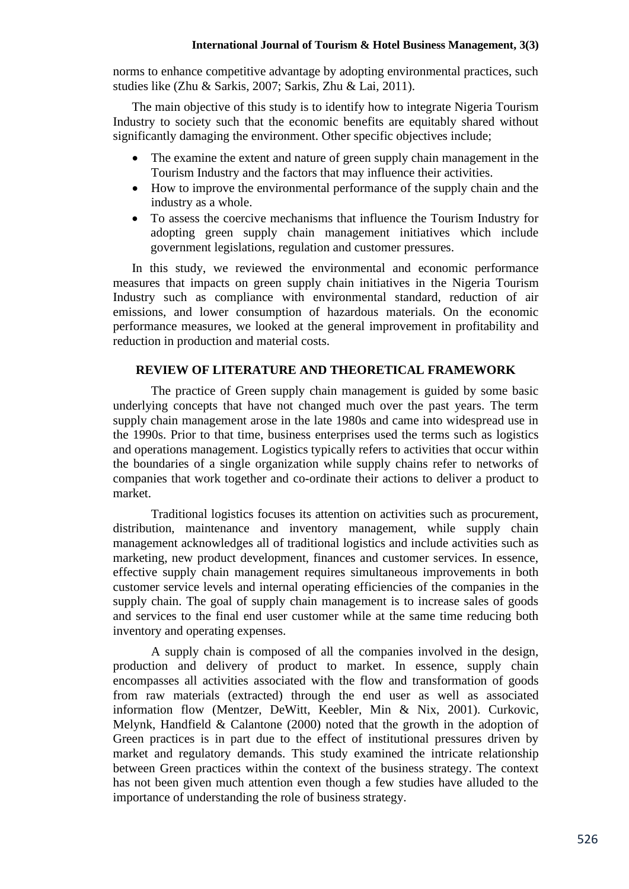norms to enhance competitive advantage by adopting environmental practices, such studies like (Zhu & Sarkis, 2007; Sarkis, Zhu & Lai, 2011).

The main objective of this study is to identify how to integrate Nigeria Tourism Industry to society such that the economic benefits are equitably shared without significantly damaging the environment. Other specific objectives include;

- The examine the extent and nature of green supply chain management in the Tourism Industry and the factors that may influence their activities.
- How to improve the environmental performance of the supply chain and the industry as a whole.
- To assess the coercive mechanisms that influence the Tourism Industry for adopting green supply chain management initiatives which include government legislations, regulation and customer pressures.

In this study, we reviewed the environmental and economic performance measures that impacts on green supply chain initiatives in the Nigeria Tourism Industry such as compliance with environmental standard, reduction of air emissions, and lower consumption of hazardous materials. On the economic performance measures, we looked at the general improvement in profitability and reduction in production and material costs.

## REVIEW OF LITERATURE AND THEORETICAL FRAMEWORK

The practice of Green supply chain management is guided by some basic underlying concepts that have not changed much over the past years. The term supply chain management arose in the late 1980s and came into widespread use in the 1990s. Prior to that time, business enterprises used the terms such as logistics and operations management. Logistics typically refers to activities that occur within the boundaries of a single organization while supply chains refer to networks of companies that work together and co-ordinate their actions to deliver a product to market.

Traditional logistics focuses its attention on activities such as procurement, distribution, maintenance and inventory management, while supply chain management acknowledges all of traditional logistics and include activities such as marketing, new product development, finances and customer services. In essence, effective supply chain management requires simultaneous improvements in both customer service levels and internal operating efficiencies of the companies in the supply chain. The goal of supply chain management is to increase sales of goods and services to the final end user customer while at the same time reducing both inventory and operating expenses.

A supply chain is composed of all the companies involved in the design, production and delivery of product to market. In essence, supply chain encompasses all activities associated with the flow and transformation of goods from raw materials (extracted) through the end user as well as associated information flow (Mentzer, DeWitt, Keebler, Min & Nix, 2001). Curkovic, Melynk, Handfield & Calantone (2000) noted that the growth in the adoption of Green practices is in part due to the effect of institutional pressures driven by market and regulatory demands. This study examined the intricate relationship between Green practices within the context of the business strategy. The context has not been given much attention even though a few studies have alluded to the importance of understanding the role of business strategy.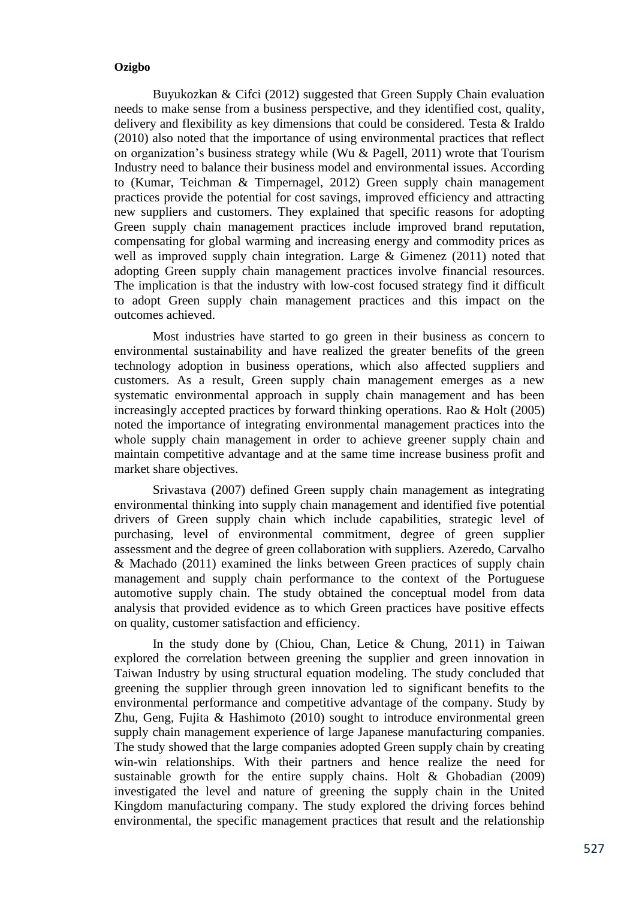Buyukozkan & Cifci (2012) suggested that Green Supply Chain evaluation needs to make sense from a business perspective, and they identified cost, quality, delivery and flexibility as key dimensions that could be considered. Testa & Iraldo (2010) also noted that the importance of using environmental practices that reflect on organization's business strategy while (Wu & Pagell, 2011) wrote that Tourism Industry need to balance their business model and environmental issues. According to (Kumar, Teichman & Timpernagel, 2012) Green supply chain management practices provide the potential for cost savings, improved efficiency and attracting new suppliers and customers. They explained that specific reasons for adopting Green supply chain management practices include improved brand reputation, compensating for global warming and increasing energy and commodity prices as well as improved supply chain integration. Large & Gimenez (2011) noted that adopting Green supply chain management practices involve financial resources. The implication is that the industry with low-cost focused strategy find it difficult to adopt Green supply chain management practices and this impact on the outcomes achieved.

Most industries have started to go green in their business as concern to environmental sustainability and have realized the greater benefits of the green technology adoption in business operations, which also affected suppliers and customers. As a result, Green supply chain management emerges as a new systematic environmental approach in supply chain management and has been increasingly accepted practices by forward thinking operations. Rao & Holt (2005) noted the importance of integrating environmental management practices into the whole supply chain management in order to achieve greener supply chain and maintain competitive advantage and at the same time increase business profit and market share objectives.

Srivastava (2007) defined Green supply chain management as integrating environmental thinking into supply chain management and identified five potential drivers of Green supply chain which include capabilities, strategic level of purchasing, level of environmental commitment, degree of green supplier assessment and the degree of green collaboration with suppliers. Azeredo, Carvalho & Machado (2011) examined the links between Green practices of supply chain management and supply chain performance to the context of the Portuguese automotive supply chain. The study obtained the conceptual model from data analysis that provided evidence as to which Green practices have positive effects on quality, customer satisfaction and efficiency.

In the study done by (Chiou, Chan, Letice & Chung, 2011) in Taiwan explored the correlation between greening the supplier and green innovation in Taiwan Industry by using structural equation modeling. The study concluded that greening the supplier through green innovation led to significant benefits to the environmental performance and competitive advantage of the company. Study by Zhu, Geng, Fujita & Hashimoto (2010) sought to introduce environmental green supply chain management experience of large Japanese manufacturing companies. The study showed that the large companies adopted Green supply chain by creating win-win relationships. With their partners and hence realize the need for sustainable growth for the entire supply chains. Holt & Ghobadian (2009) investigated the level and nature of greening the supply chain in the United Kingdom manufacturing company. The study explored the driving forces behind environmental, the specific management practices that result and the relationship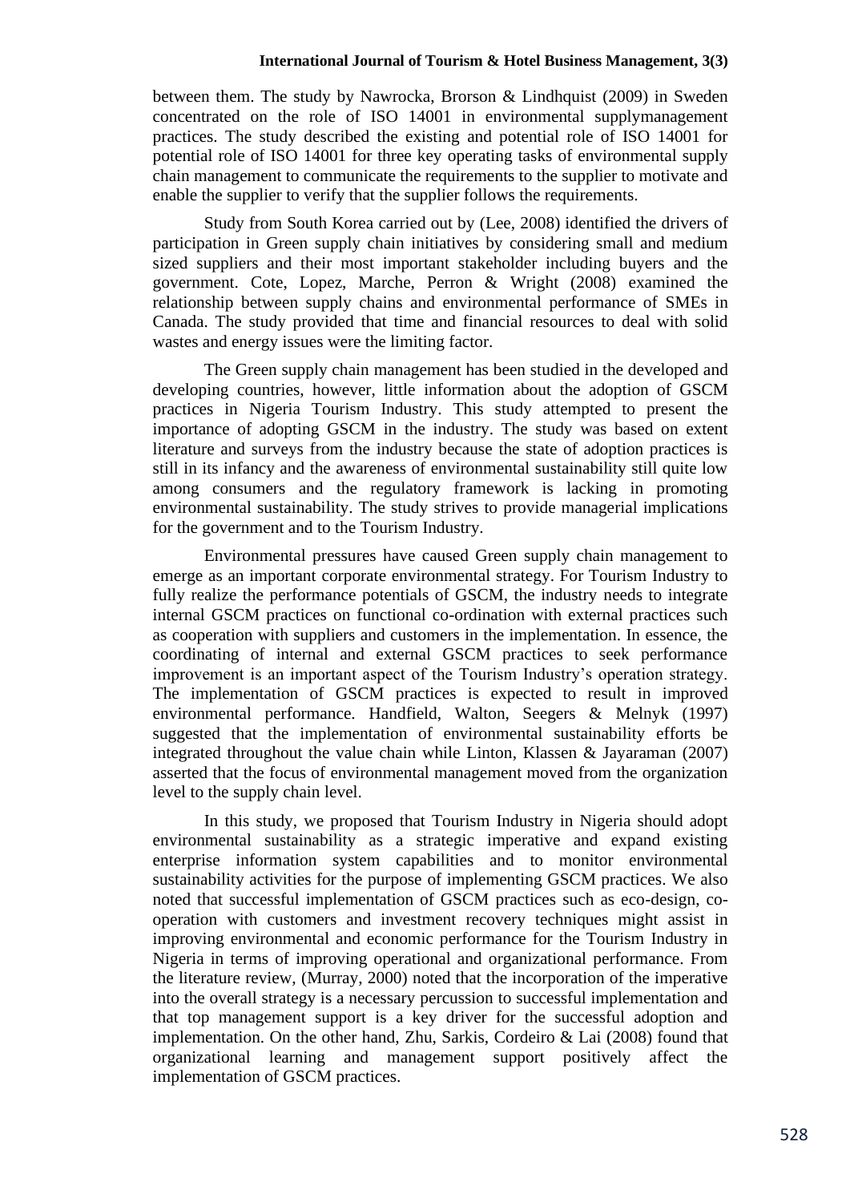between them. The study by Nawrocka, Brorson & Lindhquist (2009) in Sweden concentrated on the role of ISO 14001 in environmental supplymanagement practices. The study described the existing and potential role of ISO 14001 for potential role of ISO 14001 for three key operating tasks of environmental supply chain management to communicate the requirements to the supplier to motivate and enable the supplier to verify that the supplier follows the requirements.

Study from South Korea carried out by (Lee, 2008) identified the drivers of participation in Green supply chain initiatives by considering small and medium sized suppliers and their most important stakeholder including buyers and the government. Cote, Lopez, Marche, Perron & Wright (2008) examined the relationship between supply chains and environmental performance of SMEs in Canada. The study provided that time and financial resources to deal with solid wastes and energy issues were the limiting factor.

The Green supply chain management has been studied in the developed and developing countries, however, little information about the adoption of GSCM practices in Nigeria Tourism Industry. This study attempted to present the importance of adopting GSCM in the industry. The study was based on extent literature and surveys from the industry because the state of adoption practices is still in its infancy and the awareness of environmental sustainability still quite low among consumers and the regulatory framework is lacking in promoting environmental sustainability. The study strives to provide managerial implications for the government and to the Tourism Industry.

Environmental pressures have caused Green supply chain management to emerge as an important corporate environmental strategy. For Tourism Industry to fully realize the performance potentials of GSCM, the industry needs to integrate internal GSCM practices on functional co-ordination with external practices such as cooperation with suppliers and customers in the implementation. In essence, the coordinating of internal and external GSCM practices to seek performance improvement is an important aspect of the Tourism Industry's operation strategy. The implementation of GSCM practices is expected to result in improved environmental performance. Handfield, Walton, Seegers & Melnyk (1997) suggested that the implementation of environmental sustainability efforts be integrated throughout the value chain while Linton, Klassen & Jayaraman (2007) asserted that the focus of environmental management moved from the organization level to the supply chain level.

In this study, we proposed that Tourism Industry in Nigeria should adopt environmental sustainability as a strategic imperative and expand existing enterprise information system capabilities and to monitor environmental sustainability activities for the purpose of implementing GSCM practices. We also noted that successful implementation of GSCM practices such as eco-design, co-operation with customers and investment recovery techniques might assist in improving environmental and economic performance for the Tourism Industry in Nigeria in terms of improving operational and organizational performance. From the literature review, (Murray, 2000) noted that the incorporation of the imperative into the overall strategy is a necessary percussion to successful implementation and that top management support is a key driver for the successful adoption and implementation. On the other hand, Zhu, Sarkis, Cordeiro & Lai (2008) found that organizational learning and management support positively affect the implementation of GSCM practices.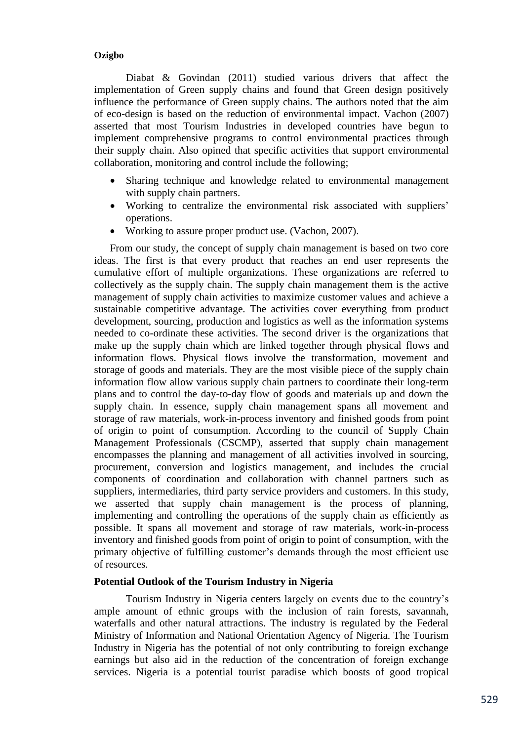Diabat & Govindan (2011) studied various drivers that affect the implementation of Green supply chains and found that Green design positively influence the performance of Green supply chains. The authors noted that the aim of eco-design is based on the reduction of environmental impact. Vachon (2007) asserted that most Tourism Industries in developed countries have begun to implement comprehensive programs to control environmental practices through their supply chain. Also opined that specific activities that support environmental collaboration, monitoring and control include the following;

- Sharing technique and knowledge related to environmental management with supply chain partners.
- Working to centralize the environmental risk associated with suppliers' operations.
- Working to assure proper product use. (Vachon, 2007).

From our study, the concept of supply chain management is based on two core ideas. The first is that every product that reaches an end user represents the cumulative effort of multiple organizations. These organizations are referred to collectively as the supply chain. The supply chain management them is the active management of supply chain activities to maximize customer values and achieve a sustainable competitive advantage. The activities cover everything from product development, sourcing, production and logistics as well as the information systems needed to co-ordinate these activities. The second driver is the organizations that make up the supply chain which are linked together through physical flows and information flows. Physical flows involve the transformation, movement and storage of goods and materials. They are the most visible piece of the supply chain information flow allow various supply chain partners to coordinate their long-term plans and to control the day-to-day flow of goods and materials up and down the supply chain. In essence, supply chain management spans all movement and storage of raw materials, work-in-process inventory and finished goods from point of origin to point of consumption. According to the council of Supply Chain Management Professionals (CSCMP), asserted that supply chain management encompasses the planning and management of all activities involved in sourcing, procurement, conversion and logistics management, and includes the crucial components of coordination and collaboration with channel partners such as suppliers, intermediaries, third party service providers and customers. In this study, we asserted that supply chain management is the process of planning, implementing and controlling the operations of the supply chain as efficiently as possible. It spans all movement and storage of raw materials, work-in-process inventory and finished goods from point of origin to point of consumption, with the primary objective of fulfilling customer's demands through the most efficient use of resources.

**Potential Outlook of the Tourism Industry in Nigeria**

Tourism Industry in Nigeria centers largely on events due to the country's ample amount of ethnic groups with the inclusion of rain forests, savannah, waterfalls and other natural attractions. The industry is regulated by the Federal Ministry of Information and National Orientation Agency of Nigeria. The Tourism Industry in Nigeria has the potential of not only contributing to foreign exchange earnings but also aid in the reduction of the concentration of foreign exchange services. Nigeria is a potential tourist paradise which boosts of good tropical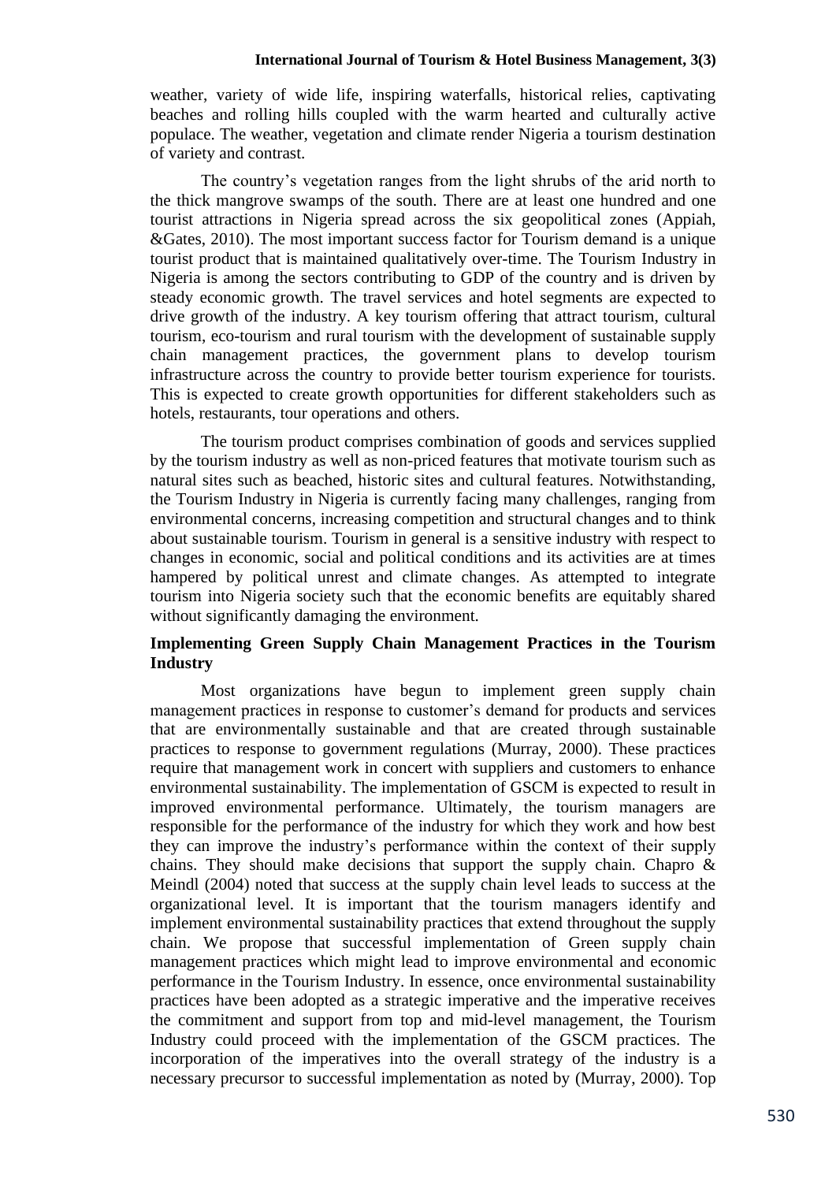weather, variety of wide life, inspiring waterfalls, historical relies, captivating beaches and rolling hills coupled with the warm hearted and culturally active populace. The weather, vegetation and climate render Nigeria a tourism destination of variety and contrast.

The country's vegetation ranges from the light shrubs of the arid north to the thick mangrove swamps of the south. There are at least one hundred and one tourist attractions in Nigeria spread across the six geopolitical zones (Appiah, &Gates, 2010). The most important success factor for Tourism demand is a unique tourist product that is maintained qualitatively over-time. The Tourism Industry in Nigeria is among the sectors contributing to GDP of the country and is driven by steady economic growth. The travel services and hotel segments are expected to drive growth of the industry. A key tourism offering that attract tourism, cultural tourism, eco-tourism and rural tourism with the development of sustainable supply chain management practices, the government plans to develop tourism infrastructure across the country to provide better tourism experience for tourists. This is expected to create growth opportunities for different stakeholders such as hotels, restaurants, tour operations and others.

The tourism product comprises combination of goods and services supplied by the tourism industry as well as non-priced features that motivate tourism such as natural sites such as beached, historic sites and cultural features. Notwithstanding, the Tourism Industry in Nigeria is currently facing many challenges, ranging from environmental concerns, increasing competition and structural changes and to think about sustainable tourism. Tourism in general is a sensitive industry with respect to changes in economic, social and political conditions and its activities are at times hampered by political unrest and climate changes. As attempted to integrate tourism into Nigeria society such that the economic benefits are equitably shared without significantly damaging the environment.

## Implementing Green Supply Chain Management Practices in the Tourism Industry

Most organizations have begun to implement green supply chain management practices in response to customer's demand for products and services that are environmentally sustainable and that are created through sustainable practices to response to government regulations (Murray, 2000). These practices require that management work in concert with suppliers and customers to enhance environmental sustainability. The implementation of GSCM is expected to result in improved environmental performance. Ultimately, the tourism managers are responsible for the performance of the industry for which they work and how best they can improve the industry's performance within the context of their supply chains. They should make decisions that support the supply chain. Chapro & Meindl (2004) noted that success at the supply chain level leads to success at the organizational level. It is important that the tourism managers identify and implement environmental sustainability practices that extend throughout the supply chain. We propose that successful implementation of Green supply chain management practices which might lead to improve environmental and economic performance in the Tourism Industry. In essence, once environmental sustainability practices have been adopted as a strategic imperative and the imperative receives the commitment and support from top and mid-level management, the Tourism Industry could proceed with the implementation of the GSCM practices. The incorporation of the imperatives into the overall strategy of the industry is a necessary precursor to successful implementation as noted by (Murray, 2000). Top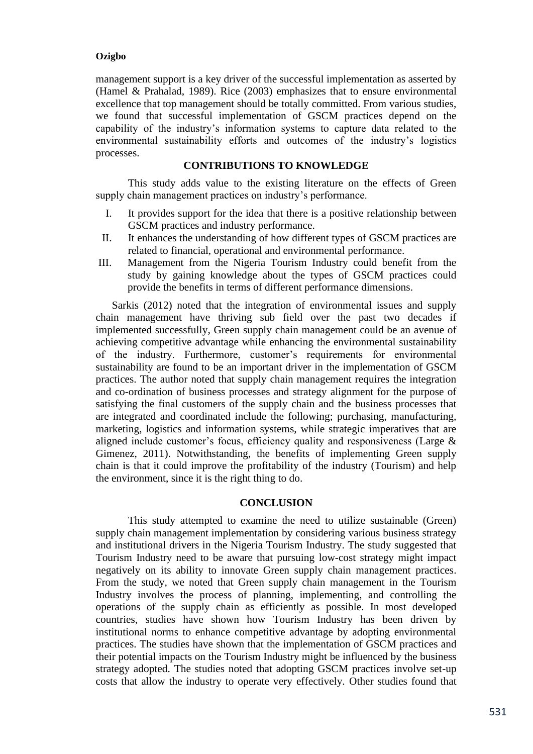management support is a key driver of the successful implementation as asserted by (Hamel & Prahalad, 1989). Rice (2003) emphasizes that to ensure environmental excellence that top management should be totally committed. From various studies, we found that successful implementation of GSCM practices depend on the capability of the industry's information systems to capture data related to the environmental sustainability efforts and outcomes of the industry's logistics processes.

## CONTRIBUTIONS TO KNOWLEDGE

This study adds value to the existing literature on the effects of Green supply chain management practices on industry's performance.

I. It provides support for the idea that there is a positive relationship between GSCM practices and industry performance.
II. It enhances the understanding of how different types of GSCM practices are related to financial, operational and environmental performance.
III. Management from the Nigeria Tourism Industry could benefit from the study by gaining knowledge about the types of GSCM practices could provide the benefits in terms of different performance dimensions.

Sarkis (2012) noted that the integration of environmental issues and supply chain management have thriving sub field over the past two decades if implemented successfully, Green supply chain management could be an avenue of achieving competitive advantage while enhancing the environmental sustainability of the industry. Furthermore, customer's requirements for environmental sustainability are found to be an important driver in the implementation of GSCM practices. The author noted that supply chain management requires the integration and co-ordination of business processes and strategy alignment for the purpose of satisfying the final customers of the supply chain and the business processes that are integrated and coordinated include the following; purchasing, manufacturing, marketing, logistics and information systems, while strategic imperatives that are aligned include customer's focus, efficiency quality and responsiveness (Large & Gimenez, 2011). Notwithstanding, the benefits of implementing Green supply chain is that it could improve the profitability of the industry (Tourism) and help the environment, since it is the right thing to do.

## CONCLUSION

This study attempted to examine the need to utilize sustainable (Green) supply chain management implementation by considering various business strategy and institutional drivers in the Nigeria Tourism Industry. The study suggested that Tourism Industry need to be aware that pursuing low-cost strategy might impact negatively on its ability to innovate Green supply chain management practices. From the study, we noted that Green supply chain management in the Tourism Industry involves the process of planning, implementing, and controlling the operations of the supply chain as efficiently as possible. In most developed countries, studies have shown how Tourism Industry has been driven by institutional norms to enhance competitive advantage by adopting environmental practices. The studies have shown that the implementation of GSCM practices and their potential impacts on the Tourism Industry might be influenced by the business strategy adopted. The studies noted that adopting GSCM practices involve set-up costs that allow the industry to operate very effectively. Other studies found that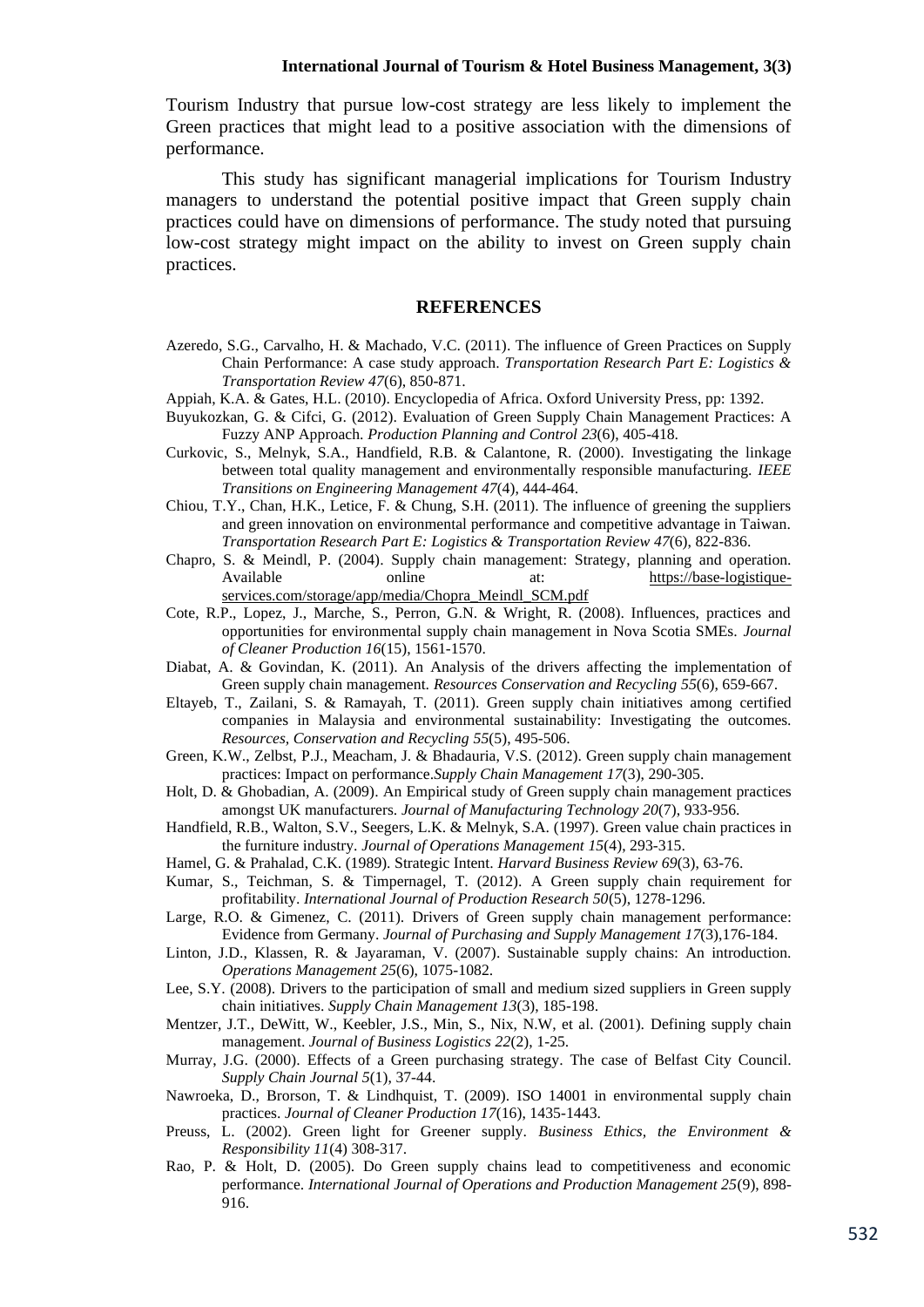Tourism Industry that pursue low-cost strategy are less likely to implement the Green practices that might lead to a positive association with the dimensions of performance.

This study has significant managerial implications for Tourism Industry managers to understand the potential positive impact that Green supply chain practices could have on dimensions of performance. The study noted that pursuing low-cost strategy might impact on the ability to invest on Green supply chain practices.

## REFERENCES

Azeredo, S.G., Carvalho, H. & Machado, V.C. (2011). The influence of Green Practices on Supply Chain Performance: A case study approach. *Transportation Research Part E: Logistics & Transportation Review 47*(6), 850-871.

Appiah, K.A. & Gates, H.L. (2010). Encyclopedia of Africa. Oxford University Press, pp: 1392.

Buyukozkan, G. & Cifci, G. (2012). Evaluation of Green Supply Chain Management Practices: A Fuzzy ANP Approach. *Production Planning and Control 23*(6), 405-418.

Curkovic, S., Melnyk, S.A., Handfield, R.B. & Calantone, R. (2000). Investigating the linkage between total quality management and environmentally responsible manufacturing. *IEEE Transitions on Engineering Management 47*(4), 444-464.

Chiou, T.Y., Chan, H.K., Letice, F. & Chung, S.H. (2011). The influence of greening the suppliers and green innovation on environmental performance and competitive advantage in Taiwan. *Transportation Research Part E: Logistics & Transportation Review 47*(6), 822-836.

Chapro, S. & Meindl, P. (2004). Supply chain management: Strategy, planning and operation. Available online at: https://base-logistique-services.com/storage/app/media/Chopra_Meindl_SCM.pdf

Cote, R.P., Lopez, J., Marche, S., Perron, G.N. & Wright, R. (2008). Influences, practices and opportunities for environmental supply chain management in Nova Scotia SMEs. *Journal of Cleaner Production 16*(15), 1561-1570.

Diabat, A. & Govindan, K. (2011). An Analysis of the drivers affecting the implementation of Green supply chain management. *Resources Conservation and Recycling 55*(6), 659-667.

Eltayeb, T., Zailani, S. & Ramayah, T. (2011). Green supply chain initiatives among certified companies in Malaysia and environmental sustainability: Investigating the outcomes. *Resources, Conservation and Recycling 55*(5), 495-506.

Green, K.W., Zelbst, P.J., Meacham, J. & Bhadauria, V.S. (2012). Green supply chain management practices: Impact on performance.*Supply Chain Management 17*(3), 290-305.

Holt, D. & Ghobadian, A. (2009). An Empirical study of Green supply chain management practices amongst UK manufacturers. *Journal of Manufacturing Technology 20*(7), 933-956.

Handfield, R.B., Walton, S.V., Seegers, L.K. & Melnyk, S.A. (1997). Green value chain practices in the furniture industry. *Journal of Operations Management 15*(4), 293-315.

Hamel, G. & Prahalad, C.K. (1989). Strategic Intent. *Harvard Business Review 69*(3), 63-76.

Kumar, S., Teichman, S. & Timpernagel, T. (2012). A Green supply chain requirement for profitability. *International Journal of Production Research 50*(5), 1278-1296.

Large, R.O. & Gimenez, C. (2011). Drivers of Green supply chain management performance: Evidence from Germany. *Journal of Purchasing and Supply Management 17*(3),176-184.

Linton, J.D., Klassen, R. & Jayaraman, V. (2007). Sustainable supply chains: An introduction. *Operations Management 25*(6), 1075-1082.

Lee, S.Y. (2008). Drivers to the participation of small and medium sized suppliers in Green supply chain initiatives. *Supply Chain Management 13*(3), 185-198.

Mentzer, J.T., DeWitt, W., Keebler, J.S., Min, S., Nix, N.W, et al. (2001). Defining supply chain management. *Journal of Business Logistics 22*(2), 1-25.

Murray, J.G. (2000). Effects of a Green purchasing strategy. The case of Belfast City Council. *Supply Chain Journal 5*(1), 37-44.

Nawroeka, D., Brorson, T. & Lindhquist, T. (2009). ISO 14001 in environmental supply chain practices. *Journal of Cleaner Production 17*(16), 1435-1443.

Preuss, L. (2002). Green light for Greener supply. *Business Ethics, the Environment & Responsibility 11*(4) 308-317.

Rao, P. & Holt, D. (2005). Do Green supply chains lead to competitiveness and economic performance. *International Journal of Operations and Production Management 25*(9), 898-916.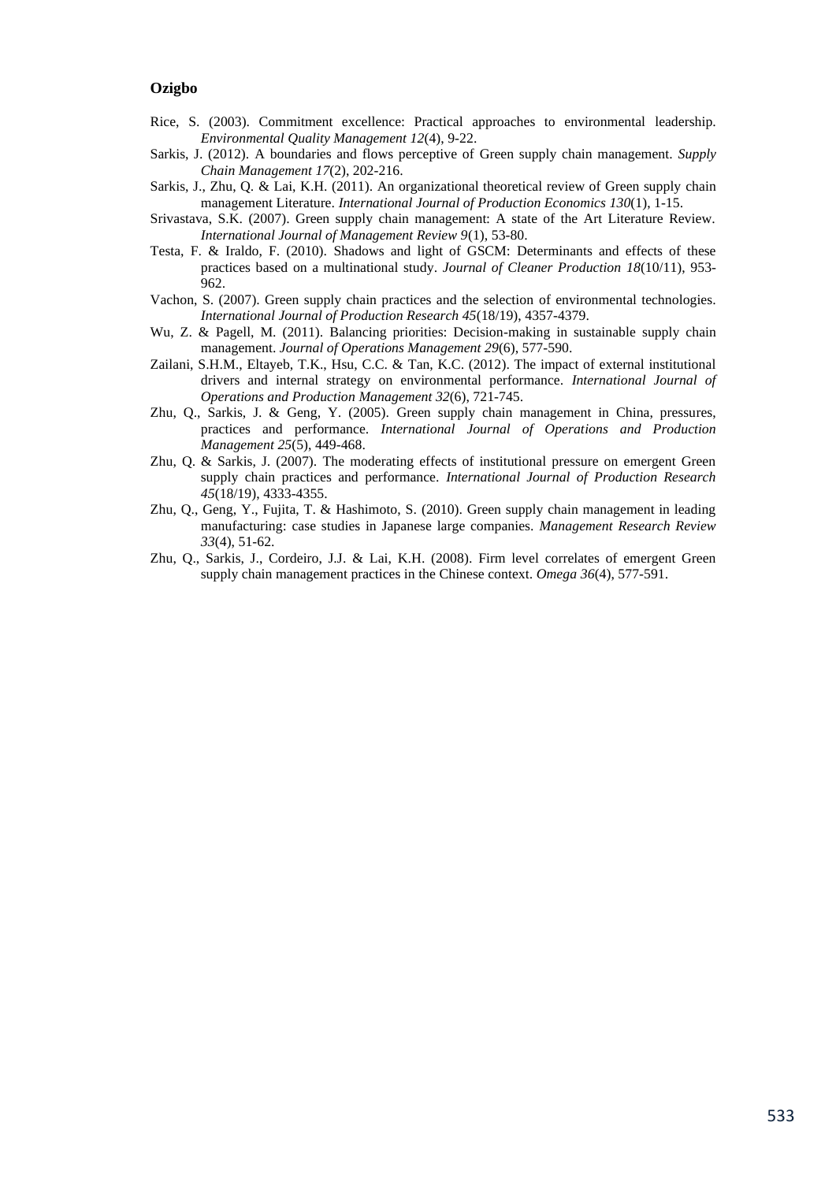Rice, S. (2003). Commitment excellence: Practical approaches to environmental leadership. *Environmental Quality Management 12*(4), 9-22.

Sarkis, J. (2012). A boundaries and flows perceptive of Green supply chain management. *Supply Chain Management 17*(2), 202-216.

Sarkis, J., Zhu, Q. & Lai, K.H. (2011). An organizational theoretical review of Green supply chain management Literature. *International Journal of Production Economics 130*(1), 1-15.

Srivastava, S.K. (2007). Green supply chain management: A state of the Art Literature Review. *International Journal of Management Review 9*(1), 53-80.

Testa, F. & Iraldo, F. (2010). Shadows and light of GSCM: Determinants and effects of these practices based on a multinational study. *Journal of Cleaner Production 18*(10/11), 953-962.

Vachon, S. (2007). Green supply chain practices and the selection of environmental technologies. *International Journal of Production Research 45*(18/19), 4357-4379.

Wu, Z. & Pagell, M. (2011). Balancing priorities: Decision-making in sustainable supply chain management. *Journal of Operations Management 29*(6), 577-590.

Zailani, S.H.M., Eltayeb, T.K., Hsu, C.C. & Tan, K.C. (2012). The impact of external institutional drivers and internal strategy on environmental performance. *International Journal of Operations and Production Management 32*(6), 721-745.

Zhu, Q., Sarkis, J. & Geng, Y. (2005). Green supply chain management in China, pressures, practices and performance. *International Journal of Operations and Production Management 25*(5), 449-468.

Zhu, Q. & Sarkis, J. (2007). The moderating effects of institutional pressure on emergent Green supply chain practices and performance. *International Journal of Production Research 45*(18/19), 4333-4355.

Zhu, Q., Geng, Y., Fujita, T. & Hashimoto, S. (2010). Green supply chain management in leading manufacturing: case studies in Japanese large companies. *Management Research Review 33*(4), 51-62.

Zhu, Q., Sarkis, J., Cordeiro, J.J. & Lai, K.H. (2008). Firm level correlates of emergent Green supply chain management practices in the Chinese context. *Omega 36*(4), 577-591.